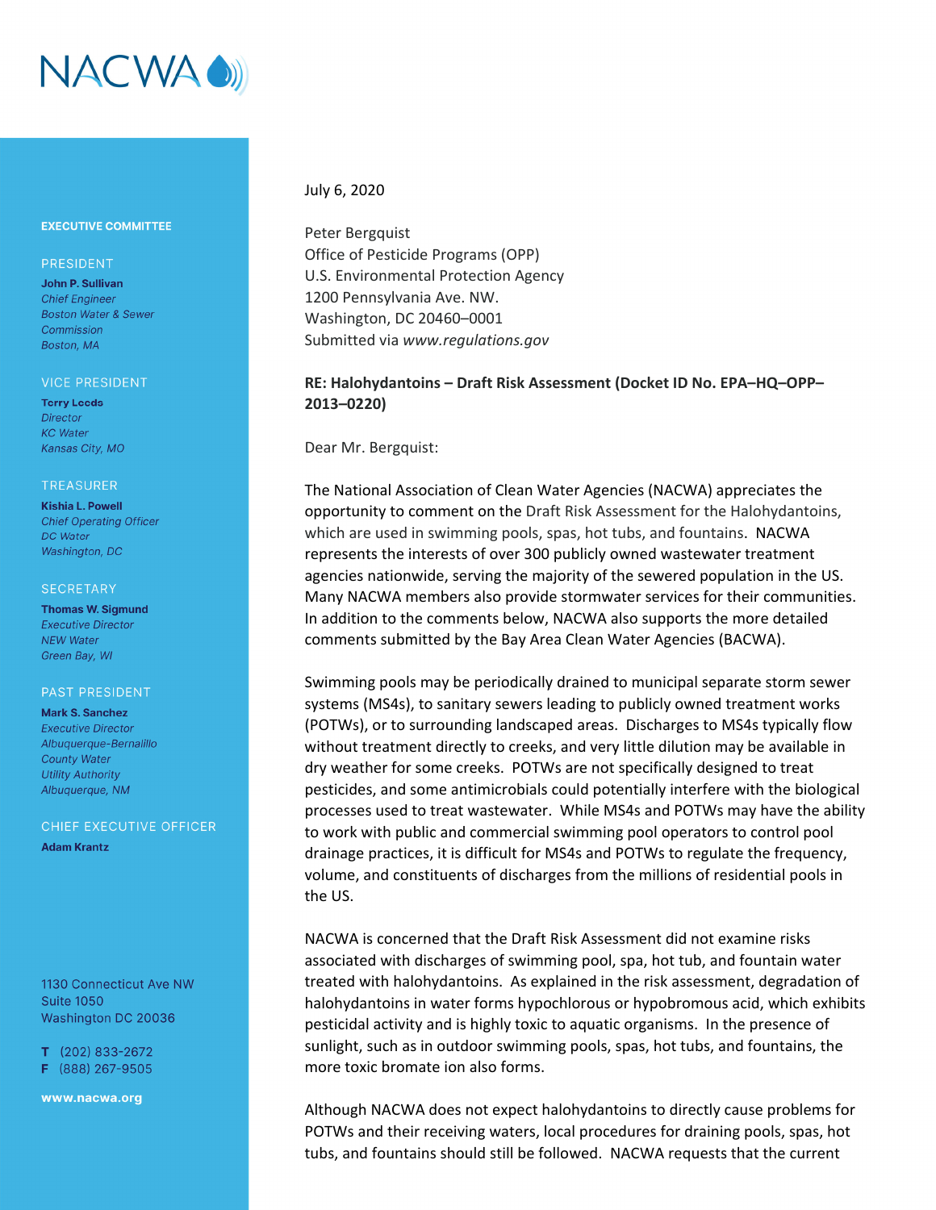# NACWA

**EXECUTIVE COMMITTEE**

PRESIDENT

**John P. Sullivan**
*Chief Engineer*
*Boston Water & Sewer Commission*
*Boston, MA*

VICE PRESIDENT

**Terry Leeds**
*Director*
*KC Water*
*Kansas City, MO*

TREASURER

**Kishia L. Powell**
*Chief Operating Officer*
*DC Water*
*Washington, DC*

SECRETARY

**Thomas W. Sigmund**
*Executive Director*
*NEW Water*
*Green Bay, WI*

PAST PRESIDENT

**Mark S. Sanchez**
*Executive Director*
*Albuquerque-Bernalillo County Water Utility Authority*
*Albuquerque, NM*

CHIEF EXECUTIVE OFFICER

**Adam Krantz**

1130 Connecticut Ave NW
Suite 1050
Washington DC 20036

**T** (202) 833-2672
**F** (888) 267-9505

**www.nacwa.org**

---

July 6, 2020

Peter Bergquist
Office of Pesticide Programs (OPP)
U.S. Environmental Protection Agency
1200 Pennsylvania Ave. NW.
Washington, DC 20460–0001
Submitted via *www.regulations.gov*

**RE: Halohydantoins – Draft Risk Assessment (Docket ID No. EPA–HQ–OPP–2013–0220)**

Dear Mr. Bergquist:

The National Association of Clean Water Agencies (NACWA) appreciates the opportunity to comment on the Draft Risk Assessment for the Halohydantoins, which are used in swimming pools, spas, hot tubs, and fountains. NACWA represents the interests of over 300 publicly owned wastewater treatment agencies nationwide, serving the majority of the sewered population in the US. Many NACWA members also provide stormwater services for their communities. In addition to the comments below, NACWA also supports the more detailed comments submitted by the Bay Area Clean Water Agencies (BACWA).

Swimming pools may be periodically drained to municipal separate storm sewer systems (MS4s), to sanitary sewers leading to publicly owned treatment works (POTWs), or to surrounding landscaped areas. Discharges to MS4s typically flow without treatment directly to creeks, and very little dilution may be available in dry weather for some creeks. POTWs are not specifically designed to treat pesticides, and some antimicrobials could potentially interfere with the biological processes used to treat wastewater. While MS4s and POTWs may have the ability to work with public and commercial swimming pool operators to control pool drainage practices, it is difficult for MS4s and POTWs to regulate the frequency, volume, and constituents of discharges from the millions of residential pools in the US.

NACWA is concerned that the Draft Risk Assessment did not examine risks associated with discharges of swimming pool, spa, hot tub, and fountain water treated with halohydantoins. As explained in the risk assessment, degradation of halohydantoins in water forms hypochlorous or hypobromous acid, which exhibits pesticidal activity and is highly toxic to aquatic organisms. In the presence of sunlight, such as in outdoor swimming pools, spas, hot tubs, and fountains, the more toxic bromate ion also forms.

Although NACWA does not expect halohydantoins to directly cause problems for POTWs and their receiving waters, local procedures for draining pools, spas, hot tubs, and fountains should still be followed. NACWA requests that the current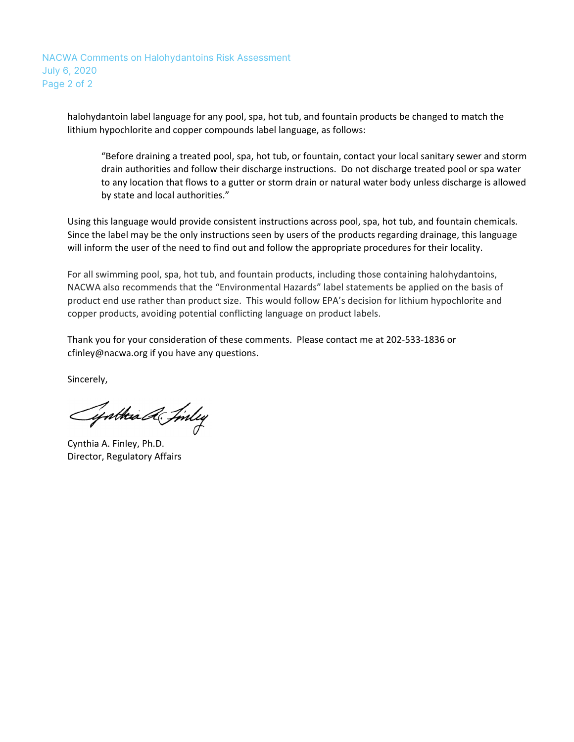halohydantoin label language for any pool, spa, hot tub, and fountain products be changed to match the lithium hypochlorite and copper compounds label language, as follows:

> "Before draining a treated pool, spa, hot tub, or fountain, contact your local sanitary sewer and storm drain authorities and follow their discharge instructions. Do not discharge treated pool or spa water to any location that flows to a gutter or storm drain or natural water body unless discharge is allowed by state and local authorities."

Using this language would provide consistent instructions across pool, spa, hot tub, and fountain chemicals. Since the label may be the only instructions seen by users of the products regarding drainage, this language will inform the user of the need to find out and follow the appropriate procedures for their locality.

For all swimming pool, spa, hot tub, and fountain products, including those containing halohydantoins, NACWA also recommends that the "Environmental Hazards" label statements be applied on the basis of product end use rather than product size. This would follow EPA's decision for lithium hypochlorite and copper products, avoiding potential conflicting language on product labels.

Thank you for your consideration of these comments. Please contact me at 202-533-1836 or cfinley@nacwa.org if you have any questions.

Sincerely,

Cynthia A. Finley

Cynthia A. Finley, Ph.D.
Director, Regulatory Affairs